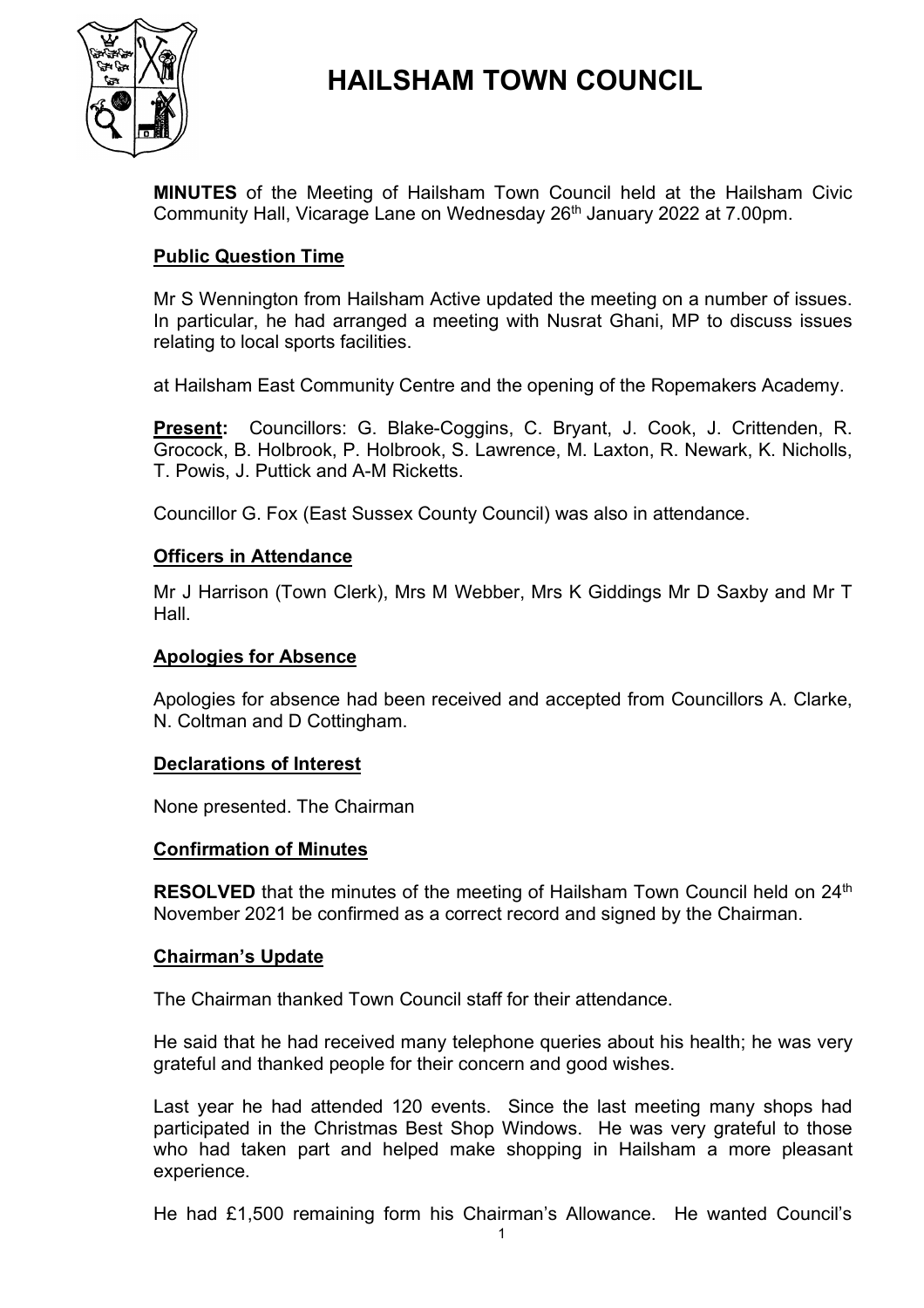# HAILSHAM TOWN COUNCIL

**MINUTES** of the Meeting of Hailsham Town Council held at the Hailsham Civic Community Hall, Vicarage Lane on Wednesday 26th January 2022 at 7.00pm.

## Public Question Time

Mr S Wennington from Hailsham Active updated the meeting on a number of issues. In particular, he had arranged a meeting with Nusrat Ghani, MP to discuss issues relating to local sports facilities.

at Hailsham East Community Centre and the opening of the Ropemakers Academy.

**Present:** Councillors: G. Blake-Coggins, C. Bryant, J. Cook, J. Crittenden, R. Grocock, B. Holbrook, P. Holbrook, S. Lawrence, M. Laxton, R. Newark, K. Nicholls, T. Powis, J. Puttick and A-M Ricketts.

Councillor G. Fox (East Sussex County Council) was also in attendance.

## Officers in Attendance

Mr J Harrison (Town Clerk), Mrs M Webber, Mrs K Giddings Mr D Saxby and Mr T Hall.

## Apologies for Absence

Apologies for absence had been received and accepted from Councillors A. Clarke, N. Coltman and D Cottingham.

## Declarations of Interest

None presented. The Chairman

## Confirmation of Minutes

**RESOLVED** that the minutes of the meeting of Hailsham Town Council held on 24th November 2021 be confirmed as a correct record and signed by the Chairman.

## Chairman's Update

The Chairman thanked Town Council staff for their attendance.

He said that he had received many telephone queries about his health; he was very grateful and thanked people for their concern and good wishes.

Last year he had attended 120 events. Since the last meeting many shops had participated in the Christmas Best Shop Windows. He was very grateful to those who had taken part and helped make shopping in Hailsham a more pleasant experience.

He had £1,500 remaining form his Chairman's Allowance. He wanted Council's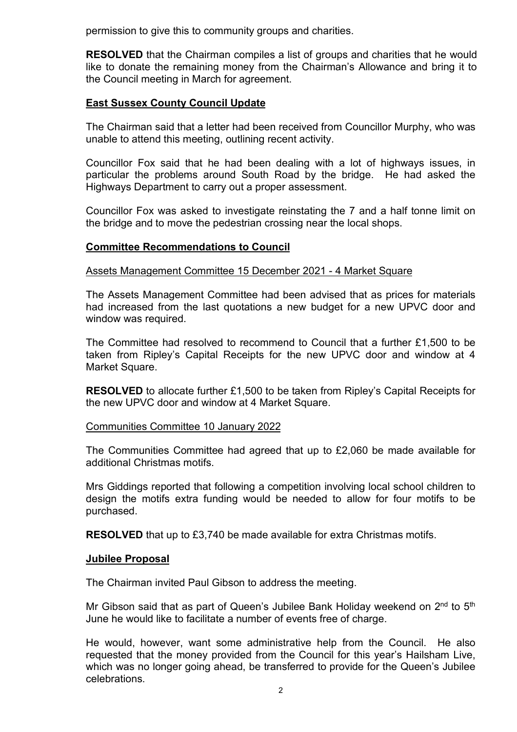permission to give this to community groups and charities.

**RESOLVED** that the Chairman compiles a list of groups and charities that he would like to donate the remaining money from the Chairman's Allowance and bring it to the Council meeting in March for agreement.

**East Sussex County Council Update**

The Chairman said that a letter had been received from Councillor Murphy, who was unable to attend this meeting, outlining recent activity.

Councillor Fox said that he had been dealing with a lot of highways issues, in particular the problems around South Road by the bridge. He had asked the Highways Department to carry out a proper assessment.

Councillor Fox was asked to investigate reinstating the 7 and a half tonne limit on the bridge and to move the pedestrian crossing near the local shops.

**Committee Recommendations to Council**

Assets Management Committee 15 December 2021 - 4 Market Square

The Assets Management Committee had been advised that as prices for materials had increased from the last quotations a new budget for a new UPVC door and window was required.

The Committee had resolved to recommend to Council that a further £1,500 to be taken from Ripley's Capital Receipts for the new UPVC door and window at 4 Market Square.

**RESOLVED** to allocate further £1,500 to be taken from Ripley's Capital Receipts for the new UPVC door and window at 4 Market Square.

Communities Committee 10 January 2022

The Communities Committee had agreed that up to £2,060 be made available for additional Christmas motifs.

Mrs Giddings reported that following a competition involving local school children to design the motifs extra funding would be needed to allow for four motifs to be purchased.

**RESOLVED** that up to £3,740 be made available for extra Christmas motifs.

**Jubilee Proposal**

The Chairman invited Paul Gibson to address the meeting.

Mr Gibson said that as part of Queen's Jubilee Bank Holiday weekend on 2nd to 5th June he would like to facilitate a number of events free of charge.

He would, however, want some administrative help from the Council. He also requested that the money provided from the Council for this year's Hailsham Live, which was no longer going ahead, be transferred to provide for the Queen's Jubilee celebrations.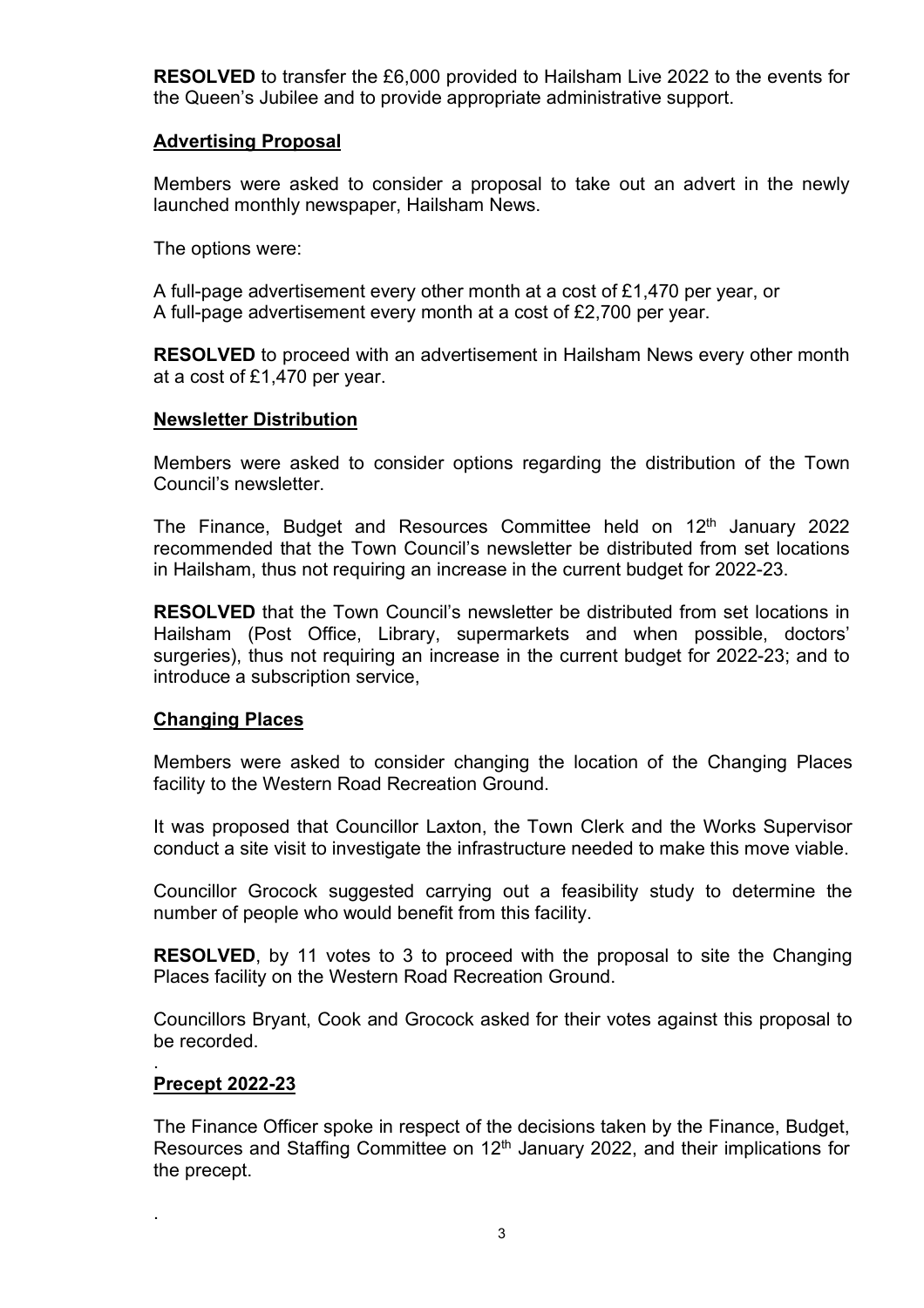**RESOLVED** to transfer the £6,000 provided to Hailsham Live 2022 to the events for the Queen's Jubilee and to provide appropriate administrative support.

**Advertising Proposal**

Members were asked to consider a proposal to take out an advert in the newly launched monthly newspaper, Hailsham News.

The options were:

A full-page advertisement every other month at a cost of £1,470 per year, or
A full-page advertisement every month at a cost of £2,700 per year.

**RESOLVED** to proceed with an advertisement in Hailsham News every other month at a cost of £1,470 per year.

**Newsletter Distribution**

Members were asked to consider options regarding the distribution of the Town Council's newsletter.

The Finance, Budget and Resources Committee held on 12th January 2022 recommended that the Town Council's newsletter be distributed from set locations in Hailsham, thus not requiring an increase in the current budget for 2022-23.

**RESOLVED** that the Town Council's newsletter be distributed from set locations in Hailsham (Post Office, Library, supermarkets and when possible, doctors' surgeries), thus not requiring an increase in the current budget for 2022-23; and to introduce a subscription service,

**Changing Places**

Members were asked to consider changing the location of the Changing Places facility to the Western Road Recreation Ground.

It was proposed that Councillor Laxton, the Town Clerk and the Works Supervisor conduct a site visit to investigate the infrastructure needed to make this move viable.

Councillor Grocock suggested carrying out a feasibility study to determine the number of people who would benefit from this facility.

**RESOLVED**, by 11 votes to 3 to proceed with the proposal to site the Changing Places facility on the Western Road Recreation Ground.

Councillors Bryant, Cook and Grocock asked for their votes against this proposal to be recorded.

**Precept 2022-23**

The Finance Officer spoke in respect of the decisions taken by the Finance, Budget, Resources and Staffing Committee on 12th January 2022, and their implications for the precept.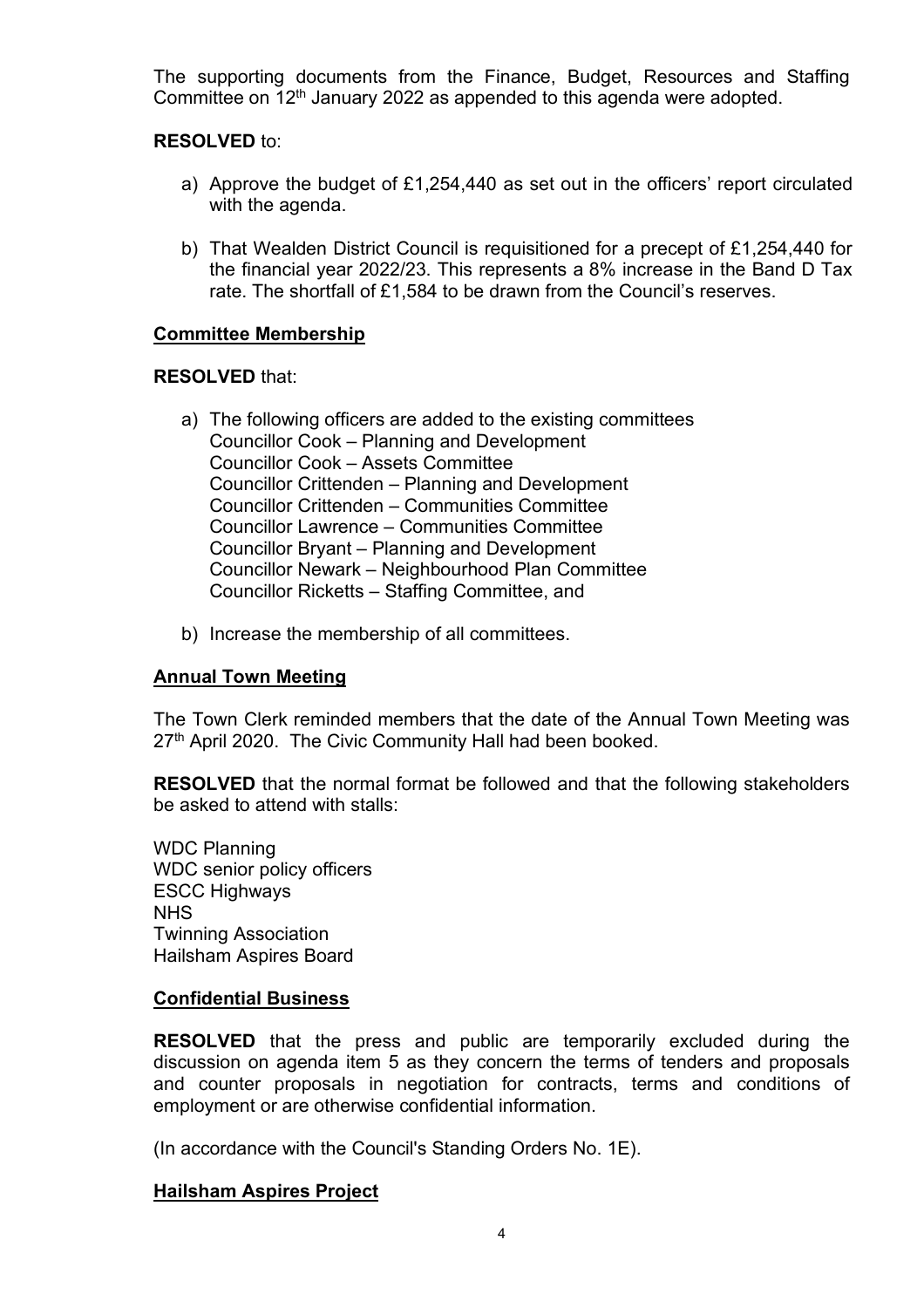The supporting documents from the Finance, Budget, Resources and Staffing Committee on 12th January 2022 as appended to this agenda were adopted.

**RESOLVED** to:

a) Approve the budget of £1,254,440 as set out in the officers' report circulated with the agenda.

b) That Wealden District Council is requisitioned for a precept of £1,254,440 for the financial year 2022/23. This represents a 8% increase in the Band D Tax rate. The shortfall of £1,584 to be drawn from the Council's reserves.

**Committee Membership**

**RESOLVED** that:

a) The following officers are added to the existing committees
   Councillor Cook – Planning and Development
   Councillor Cook – Assets Committee
   Councillor Crittenden – Planning and Development
   Councillor Crittenden – Communities Committee
   Councillor Lawrence – Communities Committee
   Councillor Bryant – Planning and Development
   Councillor Newark – Neighbourhood Plan Committee
   Councillor Ricketts – Staffing Committee, and

b) Increase the membership of all committees.

**Annual Town Meeting**

The Town Clerk reminded members that the date of the Annual Town Meeting was 27th April 2020. The Civic Community Hall had been booked.

**RESOLVED** that the normal format be followed and that the following stakeholders be asked to attend with stalls:

WDC Planning
WDC senior policy officers
ESCC Highways
NHS
Twinning Association
Hailsham Aspires Board

**Confidential Business**

**RESOLVED** that the press and public are temporarily excluded during the discussion on agenda item 5 as they concern the terms of tenders and proposals and counter proposals in negotiation for contracts, terms and conditions of employment or are otherwise confidential information.

(In accordance with the Council's Standing Orders No. 1E).

**Hailsham Aspires Project**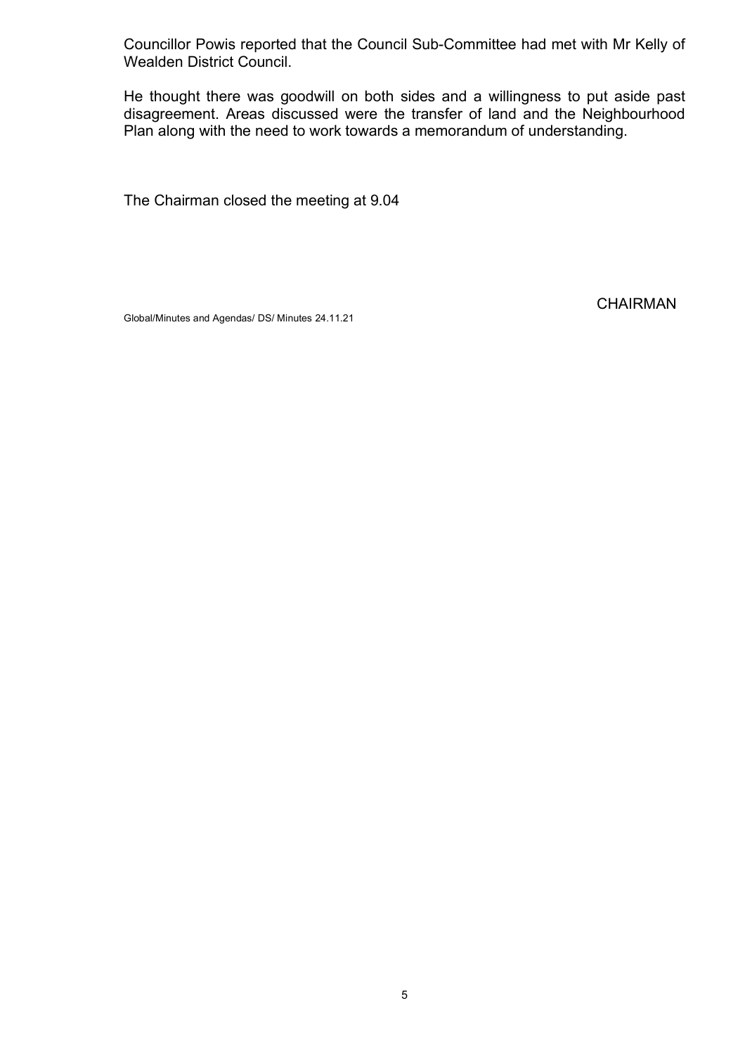Councillor Powis reported that the Council Sub-Committee had met with Mr Kelly of Wealden District Council.

He thought there was goodwill on both sides and a willingness to put aside past disagreement. Areas discussed were the transfer of land and the Neighbourhood Plan along with the need to work towards a memorandum of understanding.

The Chairman closed the meeting at 9.04

CHAIRMAN

Global/Minutes and Agendas/ DS/ Minutes 24.11.21